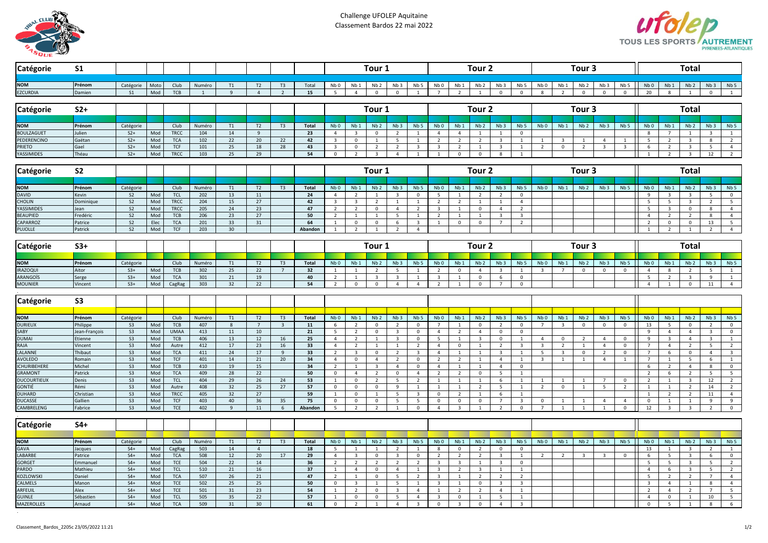Challenge UFOLEP Aquitaine
Classement Bardos 22 mai 2022

## Catégorie S1

| | | | | | | | | | | Tour 1 | | | | | Tour 2 | | | | | Tour 3 | | | | | Total | | | | |
|---|---|---|---|---|---|---|---|---|---|---|---|---|---|---|---|---|---|---|---|---|---|---|---|---|---|---|---|---|---|
| NOM | Prénom | Catégorie | Moto | Club | Numéro | T1 | T2 | T3 | Total | Nb 0 | Nb 1 | Nb 2 | Nb 3 | Nb 5 | Nb 0 | Nb 1 | Nb 2 | Nb 3 | Nb 5 | Nb 0 | Nb 1 | Nb 2 | Nb 3 | Nb 5 | Nb 0 | Nb 1 | Nb 2 | Nb 3 | Nb 5 |
| EZCURDIA | Damien | S1 | Mod | TCB | 1 | 9 | 4 | 2 | 15 | 5 | 4 | 0 | 0 | 1 | 7 | 2 | 1 | 0 | 0 | 8 | 2 | 0 | 0 | 0 | 20 | 8 | 1 | 0 | 1 |

## Catégorie S2+

| | | | | | | | | | | Tour 1 | | | | | Tour 2 | | | | | Tour 3 | | | | | Total | | | | |
|---|---|---|---|---|---|---|---|---|---|---|---|---|---|---|---|---|---|---|---|---|---|---|---|---|---|---|---|---|---|
| NOM | Prénom | Catégorie | | Club | Numéro | T1 | T2 | T3 | Total | Nb 0 | Nb 1 | Nb 2 | Nb 3 | Nb 5 | Nb 0 | Nb 1 | Nb 2 | Nb 3 | Nb 5 | Nb 0 | Nb 1 | Nb 2 | Nb 3 | Nb 5 | Nb 0 | Nb 1 | Nb 2 | Nb 3 | Nb 5 |
| BOULZAGUET | Julien | S2+ | Mod | TRCC | 104 | 14 | 9 | | 23 | 4 | 3 | 0 | 2 | 1 | 4 | 4 | 1 | 1 | 0 | | | | | | 8 | 7 | 1 | 3 | 1 |
| PEDERENCINO | Gaëtan | S2+ | Mod | TCA | 102 | 22 | 20 | 22 | 42 | 3 | 0 | 1 | 5 | 1 | 2 | 2 | 2 | 3 | 1 | 1 | 3 | 1 | 4 | 1 | 5 | 2 | 3 | 8 | 2 |
| PRIETO | Gael | S2+ | Mod | TCF | 101 | 25 | 18 | 28 | 43 | 3 | 0 | 2 | 2 | 3 | 3 | 2 | 1 | 3 | 1 | 2 | 0 | 2 | 3 | 3 | 6 | 2 | 3 | 5 | 4 |
| YASSIMIDES | Théau | S2+ | Mod | TRCC | 103 | 25 | 29 | | 54 | 0 | 2 | 3 | 4 | 1 | 1 | 0 | 0 | 8 | 1 | | | | | | 1 | 2 | 3 | 12 | 2 |

## Catégorie S2

| | | | | | | | | | | Tour 1 | | | | | Tour 2 | | | | | Tour 3 | | | | | Total | | | | |
|---|---|---|---|---|---|---|---|---|---|---|---|---|---|---|---|---|---|---|---|---|---|---|---|---|---|---|---|---|---|
| NOM | Prénom | Catégorie | | Club | Numéro | T1 | T2 | T3 | Total | Nb 0 | Nb 1 | Nb 2 | Nb 3 | Nb 5 | Nb 0 | Nb 1 | Nb 2 | Nb 3 | Nb 5 | Nb 0 | Nb 1 | Nb 2 | Nb 3 | Nb 5 | Nb 0 | Nb 1 | Nb 2 | Nb 3 | Nb 5 |
| DAVID | Kevin | S2 | Mod | TCL | 202 | 13 | 11 | | 24 | 4 | 2 | 1 | 3 | 0 | 5 | 1 | 2 | 2 | 0 | | | | | | 9 | 3 | 3 | 5 | 0 |
| CHOLIN | Dominique | S2 | Mod | TRCC | 204 | 15 | 27 | | 42 | 3 | 3 | 2 | 1 | 1 | 2 | 2 | 1 | 1 | 4 | | | | | | 5 | 5 | 3 | 2 | 5 |
| YASSIMIDES | Jean | S2 | Mod | TRCC | 205 | 24 | 23 | | 47 | 2 | 2 | 0 | 4 | 2 | 3 | 1 | 0 | 4 | 2 | | | | | | 5 | 3 | 0 | 8 | 4 |
| BEAUPIED | Fredéric | S2 | Mod | TCB | 206 | 23 | 27 | | 50 | 2 | 1 | 1 | 5 | 1 | 2 | 1 | 1 | 3 | 3 | | | | | | 4 | 2 | 2 | 8 | 4 |
| CAPARROZ | Patrice | S2 | Elec | TCA | 201 | 33 | 31 | | 64 | 1 | 0 | 0 | 6 | 3 | 1 | 0 | 0 | 7 | 2 | | | | | | 2 | 0 | 0 | 13 | 5 |
| PUJOLLE | Patrick | S2 | Mod | TCF | 203 | 30 | | | Abandon | 1 | 2 | 1 | 2 | 4 | | | | | | | | | | | 1 | 2 | 1 | 2 | 4 |

## Catégorie S3+

| | | | | | | | | | | Tour 1 | | | | | Tour 2 | | | | | Tour 3 | | | | | Total | | | | |
|---|---|---|---|---|---|---|---|---|---|---|---|---|---|---|---|---|---|---|---|---|---|---|---|---|---|---|---|---|---|
| NOM | Prénom | Catégorie | | Club | Numéro | T1 | T2 | T3 | Total | Nb 0 | Nb 1 | Nb 2 | Nb 3 | Nb 5 | Nb 0 | Nb 1 | Nb 2 | Nb 3 | Nb 5 | Nb 0 | Nb 1 | Nb 2 | Nb 3 | Nb 5 | Nb 0 | Nb 1 | Nb 2 | Nb 3 | Nb 5 |
| IRAZOQUI | Aitor | S3+ | Mod | TCB | 302 | 25 | 22 | 7 | 32 | 1 | 1 | 2 | 5 | 1 | 2 | 0 | 4 | 3 | 1 | 3 | 7 | 0 | 0 | 0 | 4 | 8 | 2 | 5 | 1 |
| ARANGOÏS | Serge | S3+ | Mod | TCA | 301 | 21 | 19 | | 40 | 2 | 1 | 3 | 3 | 1 | 3 | 1 | 0 | 6 | 0 | | | | | | 5 | 2 | 3 | 9 | 1 |
| MOUNIER | Vincent | S3+ | Mod | CagRag | 303 | 32 | 22 | | 54 | 2 | 0 | 0 | 4 | 4 | 2 | 1 | 0 | 7 | 0 | | | | | | 4 | 1 | 0 | 11 | 4 |

## Catégorie S3

| NOM | Prénom | Catégorie | | Club | Numéro | T1 | T2 | T3 | Total | Nb 0 | Nb 1 | Nb 2 | Nb 3 | Nb 5 | Nb 0 | Nb 1 | Nb 2 | Nb 3 | Nb 5 | Nb 0 | Nb 1 | Nb 2 | Nb 3 | Nb 5 | Nb 0 | Nb 1 | Nb 2 | Nb 3 | Nb 5 |
|---|---|---|---|---|---|---|---|---|---|---|---|---|---|---|---|---|---|---|---|---|---|---|---|---|---|---|---|---|---|
| DURIEUX | Philippe | S3 | Mod | TCB | 407 | 8 | 7 | 3 | 11 | 6 | 2 | 0 | 2 | 0 | 7 | 1 | 0 | 2 | 0 | 7 | 3 | 0 | 0 | 0 | 13 | 5 | 0 | 2 | 0 |
| SABY | Jean-François | S3 | Mod | UMAA | 413 | 11 | 10 | | 21 | 5 | 2 | 0 | 3 | 0 | 4 | 2 | 4 | 0 | 0 | | | | | | 9 | 4 | 4 | 3 | 0 |
| DUMAI | Etienne | S3 | Mod | TCB | 406 | 13 | 12 | 16 | 25 | 4 | 2 | 1 | 3 | 0 | 5 | 1 | 3 | 0 | 1 | 4 | 0 | 2 | 4 | 0 | 9 | 3 | 4 | 3 | 1 |
| RAJA | Vincent | S3 | Mod | Autre | 412 | 17 | 23 | 16 | 33 | 4 | 2 | 1 | 1 | 2 | 4 | 0 | 1 | 2 | 3 | 3 | 2 | 1 | 4 | 0 | 7 | 4 | 2 | 5 | 2 |
| LALANNE | Thibaut | S3 | Mod | TCA | 411 | 24 | 17 | 9 | 33 | 2 | 3 | 0 | 2 | 3 | 4 | 1 | 1 | 3 | 1 | 5 | 3 | 0 | 2 | 0 | 7 | 6 | 0 | 4 | 3 |
| AVOLEDO | Romain | S3 | Mod | TCF | 401 | 14 | 21 | 20 | 34 | 4 | 0 | 4 | 2 | 0 | 2 | 2 | 1 | 4 | 1 | 3 | 1 | 1 | 4 | 1 | 7 | 1 | 5 | 6 | 1 |
| ICHURIBEHERE | Michel | S3 | Mod | TCB | 410 | 19 | 15 | | 34 | 2 | 1 | 3 | 4 | 0 | 4 | 1 | 1 | 4 | 0 | | | | | | 6 | 2 | 4 | 8 | 0 |
| GRAMONT | Patrick | S3 | Mod | TCA | 409 | 28 | 22 | | 50 | 0 | 4 | 2 | 0 | 4 | 2 | 2 | 0 | 5 | 1 | | | | | | 2 | 6 | 2 | 5 | 5 |
| DUCOURTIEUX | Denis | S3 | Mod | TCL | 404 | 29 | 26 | 24 | 53 | 1 | 0 | 2 | 5 | 2 | 1 | 1 | 1 | 6 | 1 | 1 | 1 | 1 | 7 | 0 | 2 | 1 | 3 | 12 | 2 |
| GONTIÉ | Rémi | S3 | Mod | Autre | 408 | 32 | 25 | 27 | 57 | 0 | 0 | 0 | 9 | 1 | 1 | 1 | 2 | 5 | 1 | 2 | 0 | 1 | 5 | 2 | 1 | 1 | 2 | 14 | 2 |
| DUHARD | Christian | S3 | Mod | TRCC | 405 | 32 | 27 | | 59 | 1 | 0 | 1 | 5 | 3 | 0 | 2 | 1 | 6 | 1 | | | | | | 1 | 2 | 2 | 11 | 4 |
| DUCASSE | Gallien | S3 | Mod | TCF | 403 | 40 | 36 | 35 | 75 | 0 | 0 | 0 | 5 | 5 | 0 | 0 | 0 | 7 | 3 | 0 | 1 | 1 | 4 | 4 | 0 | 1 | 1 | 9 | 9 |
| CAMBRELENG | Fabrice | S3 | Mod | TCE | 402 | 9 | 11 | 6 | Abandon | 5 | 2 | 2 | 1 | 0 | 4 | 3 | 1 | 2 | 0 | 7 | 1 | 1 | 1 | 0 | 12 | 3 | 3 | 2 | 0 |

## Catégorie S4+

| NOM | Prénom | Catégorie | | Club | Numéro | T1 | T2 | T3 | Total | Nb 0 | Nb 1 | Nb 2 | Nb 3 | Nb 5 | Nb 0 | Nb 1 | Nb 2 | Nb 3 | Nb 5 | Nb 0 | Nb 1 | Nb 2 | Nb 3 | Nb 5 | Nb 0 | Nb 1 | Nb 2 | Nb 3 | Nb 5 |
|---|---|---|---|---|---|---|---|---|---|---|---|---|---|---|---|---|---|---|---|---|---|---|---|---|---|---|---|---|---|
| GAVA | Jacques | S4+ | Mod | CagRag | 503 | 14 | 4 | | 18 | 5 | 1 | 1 | 2 | 1 | 8 | 0 | 2 | 0 | 0 | | | | | | 13 | 1 | 3 | 2 | 1 |
| LABARBE | Patrice | S4+ | Mod | TCA | 508 | 12 | 20 | 17 | 29 | 4 | 3 | 0 | 3 | 0 | 2 | 2 | 2 | 3 | 1 | 2 | 2 | 3 | 3 | 0 | 6 | 5 | 3 | 6 | 0 |
| GORGET | Emmanuel | S4+ | Mod | TCE | 504 | 22 | 14 | | 36 | 2 | 2 | 2 | 2 | 2 | 3 | 3 | 1 | 3 | 0 | | | | | | 5 | 5 | 3 | 5 | 2 |
| PARDO | Mathieu | S4+ | Mod | TCL | 510 | 21 | 16 | | 37 | 1 | 4 | 0 | 4 | 1 | 3 | 2 | 3 | 1 | 1 | | | | | | 4 | 6 | 3 | 5 | 2 |
| KOZLOWSKI | Daniel | S4+ | Mod | TCA | 507 | 26 | 21 | | 47 | 2 | 1 | 0 | 5 | 2 | 3 | 1 | 2 | 2 | 2 | | | | | | 5 | 2 | 2 | 7 | 4 |
| CALMELS | Manon | S4+ | Mod | TCE | 502 | 25 | 25 | | 50 | 0 | 3 | 1 | 5 | 1 | 3 | 1 | 0 | 3 | 3 | | | | | | 3 | 4 | 1 | 8 | 4 |
| ARFEUIL | Alex | S4+ | Mod | TCE | 501 | 31 | 23 | | 54 | 1 | 2 | 0 | 3 | 4 | 1 | 2 | 2 | 4 | 1 | | | | | | 2 | 4 | 2 | 7 | 5 |
| GUINLE | Sébastien | S4+ | Mod | TCL | 505 | 35 | 22 | | 57 | 1 | 0 | 0 | 5 | 4 | 3 | 0 | 1 | 5 | 1 | | | | | | 4 | 0 | 1 | 10 | 5 |
| MAZEROLLES | Arnaud | S4+ | Mod | TCA | 509 | 31 | 30 | | 61 | 0 | 2 | 1 | 4 | 3 | 0 | 3 | 0 | 4 | 3 | | | | | | 0 | 5 | 1 | 8 | 6 |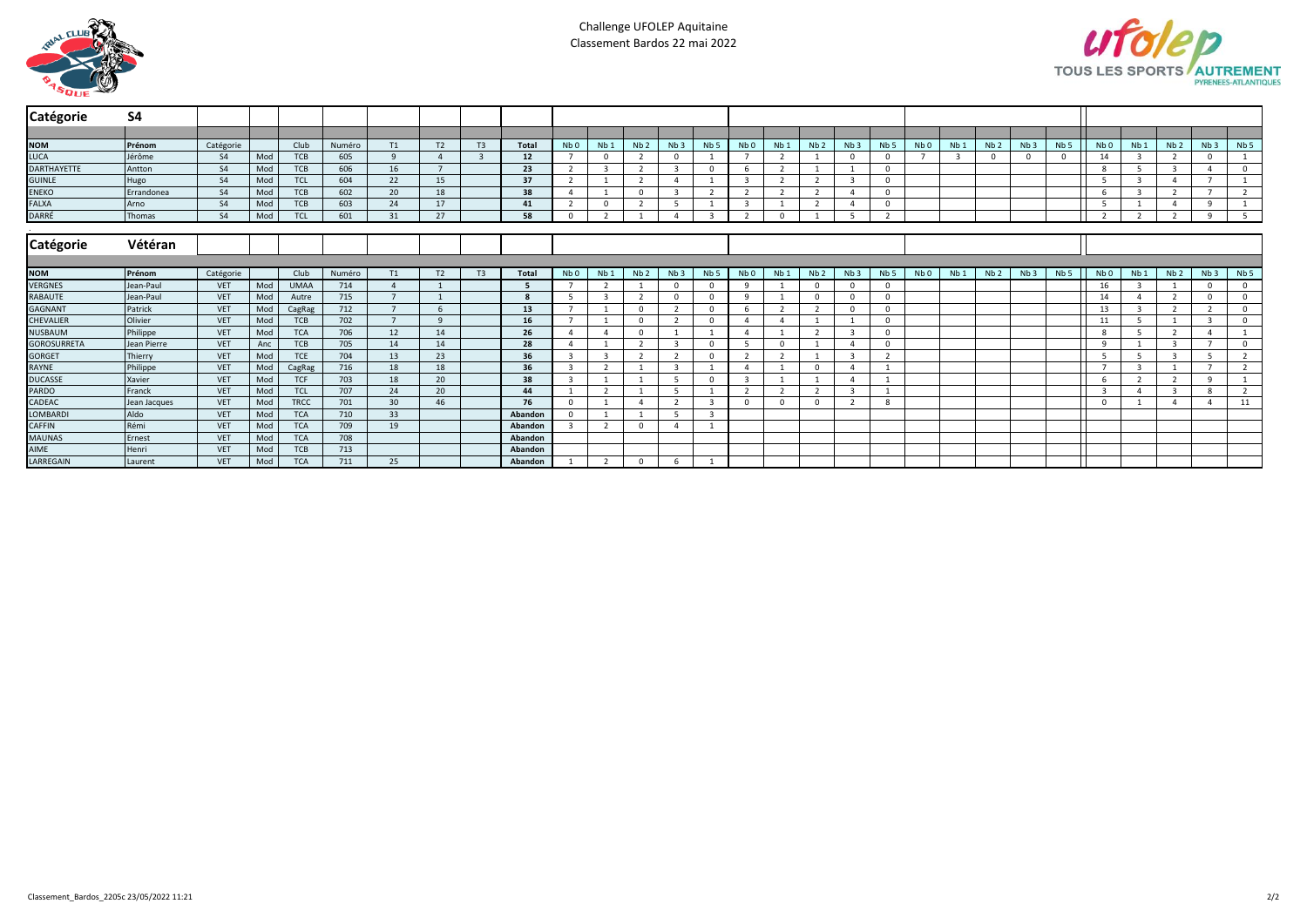Challenge UFOLEP Aquitaine
Classement Bardos 22 mai 2022

| Catégorie | S4 | | | | | | | | | | | | | | | | | | | | | | | | | | | | |
|---|---|---|---|---|---|---|---|---|---|---|---|---|---|---|---|---|---|---|---|---|---|---|---|---|---|---|---|---|---|
| NOM | Prénom | Catégorie | | Club | Numéro | T1 | T2 | T3 | Total | Nb 0 | Nb 1 | Nb 2 | Nb 3 | Nb 5 | Nb 0 | Nb 1 | Nb 2 | Nb 3 | Nb 5 | Nb 0 | Nb 1 | Nb 2 | Nb 3 | Nb 5 | Nb 0 | Nb 1 | Nb 2 | Nb 3 | Nb 5 |
| LUCA | Jérôme | S4 | Mod | TCB | 605 | 9 | 4 | 3 | 12 | 7 | 0 | 2 | 0 | 1 | 7 | 2 | 1 | 0 | 0 | 7 | 3 | 0 | 0 | 0 | 14 | 3 | 2 | 0 | 1 |
| DARTHAYETTE | Antton | S4 | Mod | TCB | 606 | 16 | 7 | | 23 | 2 | 3 | 2 | 3 | 0 | 6 | 2 | 1 | 1 | 0 | | | | | | 8 | 5 | 3 | 4 | 0 |
| GUINLE | Hugo | S4 | Mod | TCL | 604 | 22 | 15 | | 37 | 2 | 1 | 2 | 4 | 1 | 3 | 2 | 2 | 3 | 0 | | | | | | 5 | 3 | 4 | 7 | 1 |
| ENEKO | Errandonea | S4 | Mod | TCB | 602 | 20 | 18 | | 38 | 4 | 1 | 0 | 3 | 2 | 2 | 2 | 2 | 4 | 0 | | | | | | 6 | 3 | 2 | 7 | 2 |
| FALXA | Arno | S4 | Mod | TCB | 603 | 24 | 17 | | 41 | 2 | 0 | 2 | 5 | 1 | 3 | 1 | 2 | 4 | 0 | | | | | | 5 | 1 | 4 | 9 | 1 |
| DARRÉ | Thomas | S4 | Mod | TCL | 601 | 31 | 27 | | 58 | 0 | 2 | 1 | 4 | 3 | 2 | 0 | 1 | 5 | 2 | | | | | | 2 | 2 | 2 | 9 | 5 |

| Catégorie | Vétéran | | | | | | | | | | | | | | | | | | | | | | | | | | | | |
|---|---|---|---|---|---|---|---|---|---|---|---|---|---|---|---|---|---|---|---|---|---|---|---|---|---|---|---|---|---|
| NOM | Prénom | Catégorie | | Club | Numéro | T1 | T2 | T3 | Total | Nb 0 | Nb 1 | Nb 2 | Nb 3 | Nb 5 | Nb 0 | Nb 1 | Nb 2 | Nb 3 | Nb 5 | Nb 0 | Nb 1 | Nb 2 | Nb 3 | Nb 5 | Nb 0 | Nb 1 | Nb 2 | Nb 3 | Nb 5 |
| VERGNES | Jean-Paul | VET | Mod | UMAA | 714 | 4 | 1 | | 5 | 7 | 2 | 1 | 0 | 0 | 9 | 1 | 0 | 0 | 0 | | | | | | 16 | 3 | 1 | 0 | 0 |
| RABAUTE | Jean-Paul | VET | Mod | Autre | 715 | 7 | 1 | | 8 | 5 | 3 | 2 | 0 | 0 | 9 | 1 | 0 | 0 | 0 | | | | | | 14 | 4 | 2 | 0 | 0 |
| GAGNANT | Patrick | VET | Mod | CagRag | 712 | 7 | 6 | | 13 | 7 | 1 | 0 | 2 | 0 | 6 | 2 | 2 | 0 | 0 | | | | | | 13 | 3 | 2 | 2 | 0 |
| CHEVALIER | Olivier | VET | Mod | TCB | 702 | 7 | 9 | | 16 | 7 | 1 | 0 | 2 | 0 | 4 | 4 | 1 | 1 | 0 | | | | | | 11 | 5 | 1 | 3 | 0 |
| NUSBAUM | Philippe | VET | Mod | TCA | 706 | 12 | 14 | | 26 | 4 | 4 | 0 | 1 | 1 | 4 | 1 | 2 | 3 | 0 | | | | | | 8 | 5 | 2 | 4 | 1 |
| GOROSURRETA | Jean Pierre | VET | Anc | TCB | 705 | 14 | 14 | | 28 | 4 | 1 | 2 | 3 | 0 | 5 | 0 | 1 | 4 | 0 | | | | | | 9 | 1 | 3 | 7 | 0 |
| GORGET | Thierry | VET | Mod | TCE | 704 | 13 | 23 | | 36 | 3 | 3 | 2 | 2 | 0 | 2 | 2 | 1 | 3 | 2 | | | | | | 5 | 5 | 3 | 5 | 2 |
| RAYNE | Philippe | VET | Mod | CagRag | 716 | 18 | 18 | | 36 | 3 | 2 | 1 | 3 | 1 | 4 | 1 | 0 | 4 | 1 | | | | | | 7 | 3 | 1 | 7 | 2 |
| DUCASSE | Xavier | VET | Mod | TCF | 703 | 18 | 20 | | 38 | 3 | 1 | 1 | 5 | 0 | 3 | 1 | 1 | 4 | 1 | | | | | | 6 | 2 | 2 | 9 | 1 |
| PARDO | Franck | VET | Mod | TCL | 707 | 24 | 20 | | 44 | 1 | 2 | 1 | 5 | 1 | 2 | 2 | 2 | 3 | 1 | | | | | | 3 | 4 | 3 | 8 | 2 |
| CADEAC | Jean Jacques | VET | Mod | TRCC | 701 | 30 | 46 | | 76 | 0 | 1 | 4 | 2 | 3 | 0 | 0 | 0 | 2 | 8 | | | | | | 0 | 1 | 4 | 4 | 11 |
| LOMBARDI | Aldo | VET | Mod | TCA | 710 | 33 | | | Abandon | 0 | 1 | 1 | 5 | 3 | | | | | | | | | | | | | | | |
| CAFFIN | Rémi | VET | Mod | TCA | 709 | 19 | | | Abandon | 3 | 2 | 0 | 4 | 1 | | | | | | | | | | | | | | | |
| MAUNAS | Ernest | VET | Mod | TCA | 708 | | | | Abandon | | | | | | | | | | | | | | | | | | | | |
| AIME | Henri | VET | Mod | TCB | 713 | | | | Abandon | | | | | | | | | | | | | | | | | | | | |
| LARREGAIN | Laurent | VET | Mod | TCA | 711 | 25 | | | Abandon | 1 | 2 | 0 | 6 | 1 | | | | | | | | | | | | | | | |

Classement_Bardos_2205c 23/05/2022 11:21